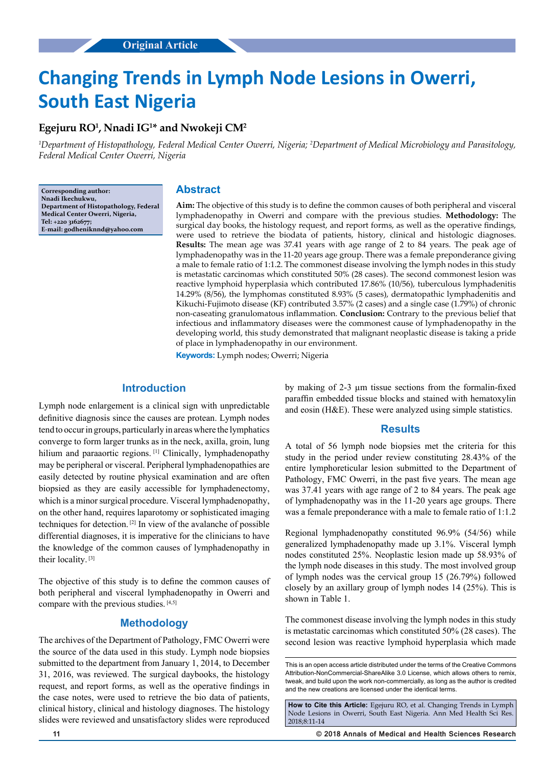Original Article

# Changing Trends in Lymph Node Lesions in Owerri, South East Nigeria

**Egejuru RO[1], Nnadi IG[1]* and Nwokeji CM[2]**

*[1]Department of Histopathology, Federal Medical Center Owerri, Nigeria; [2]Department of Medical Microbiology and Parasitology, Federal Medical Center Owerri, Nigeria*

**Corresponding author:**
**Nnadi Ikechukwu,**
**Department of Histopathology, Federal Medical Center Owerri, Nigeria,**
**Tel: +220 3162677;**
**E-mail: godheniknnd@yahoo.com**

## Abstract

**Aim:** The objective of this study is to define the common causes of both peripheral and visceral lymphadenopathy in Owerri and compare with the previous studies. **Methodology:** The surgical day books, the histology request, and report forms, as well as the operative findings, were used to retrieve the biodata of patients, history, clinical and histologic diagnoses. **Results:** The mean age was 37.41 years with age range of 2 to 84 years. The peak age of lymphadenopathy was in the 11-20 years age group. There was a female preponderance giving a male to female ratio of 1:1.2. The commonest disease involving the lymph nodes in this study is metastatic carcinomas which constituted 50% (28 cases). The second commonest lesion was reactive lymphoid hyperplasia which contributed 17.86% (10/56), tuberculous lymphadenitis 14.29% (8/56), the lymphomas constituted 8.93% (5 cases), dermatopathic lymphadenitis and Kikuchi-Fujimoto disease (KF) contributed 3.57% (2 cases) and a single case (1.79%) of chronic non-caseating granulomatous inflammation. **Conclusion:** Contrary to the previous belief that infectious and inflammatory diseases were the commonest cause of lymphadenopathy in the developing world, this study demonstrated that malignant neoplastic disease is taking a pride of place in lymphadenopathy in our environment.

**Keywords:** Lymph nodes; Owerri; Nigeria

## Introduction

Lymph node enlargement is a clinical sign with unpredictable definitive diagnosis since the causes are protean. Lymph nodes tend to occur in groups, particularly in areas where the lymphatics converge to form larger trunks as in the neck, axilla, groin, lung hilium and paraaortic regions. [1] Clinically, lymphadenopathy may be peripheral or visceral. Peripheral lymphadenopathies are easily detected by routine physical examination and are often biopsied as they are easily accessible for lymphadenectomy, which is a minor surgical procedure. Visceral lymphadenopathy, on the other hand, requires laparotomy or sophisticated imaging techniques for detection. [2] In view of the avalanche of possible differential diagnoses, it is imperative for the clinicians to have the knowledge of the common causes of lymphadenopathy in their locality. [3]

The objective of this study is to define the common causes of both peripheral and visceral lymphadenopathy in Owerri and compare with the previous studies. [4,5]

## Methodology

The archives of the Department of Pathology, FMC Owerri were the source of the data used in this study. Lymph node biopsies submitted to the department from January 1, 2014, to December 31, 2016, was reviewed. The surgical daybooks, the histology request, and report forms, as well as the operative findings in the case notes, were used to retrieve the bio data of patients, clinical history, clinical and histology diagnoses. The histology slides were reviewed and unsatisfactory slides were reproduced by making of 2-3 µm tissue sections from the formalin-fixed paraffin embedded tissue blocks and stained with hematoxylin and eosin (H&E). These were analyzed using simple statistics.

## Results

A total of 56 lymph node biopsies met the criteria for this study in the period under review constituting 28.43% of the entire lymphoreticular lesion submitted to the Department of Pathology, FMC Owerri, in the past five years. The mean age was 37.41 years with age range of 2 to 84 years. The peak age of lymphadenopathy was in the 11-20 years age groups. There was a female preponderance with a male to female ratio of 1:1.2

Regional lymphadenopathy constituted 96.9% (54/56) while generalized lymphadenopathy made up 3.1%. Visceral lymph nodes constituted 25%. Neoplastic lesion made up 58.93% of the lymph node diseases in this study. The most involved group of lymph nodes was the cervical group 15 (26.79%) followed closely by an axillary group of lymph nodes 14 (25%). This is shown in Table 1.

The commonest disease involving the lymph nodes in this study is metastatic carcinomas which constituted 50% (28 cases). The second lesion was reactive lymphoid hyperplasia which made

This is an open access article distributed under the terms of the Creative Commons Attribution-NonCommercial-ShareAlike 3.0 License, which allows others to remix, tweak, and build upon the work non-commercially, as long as the author is credited and the new creations are licensed under the identical terms.

**How to Cite this Article:** Egejuru RO, et al. Changing Trends in Lymph Node Lesions in Owerri, South East Nigeria. Ann Med Health Sci Res. 2018;8:11-14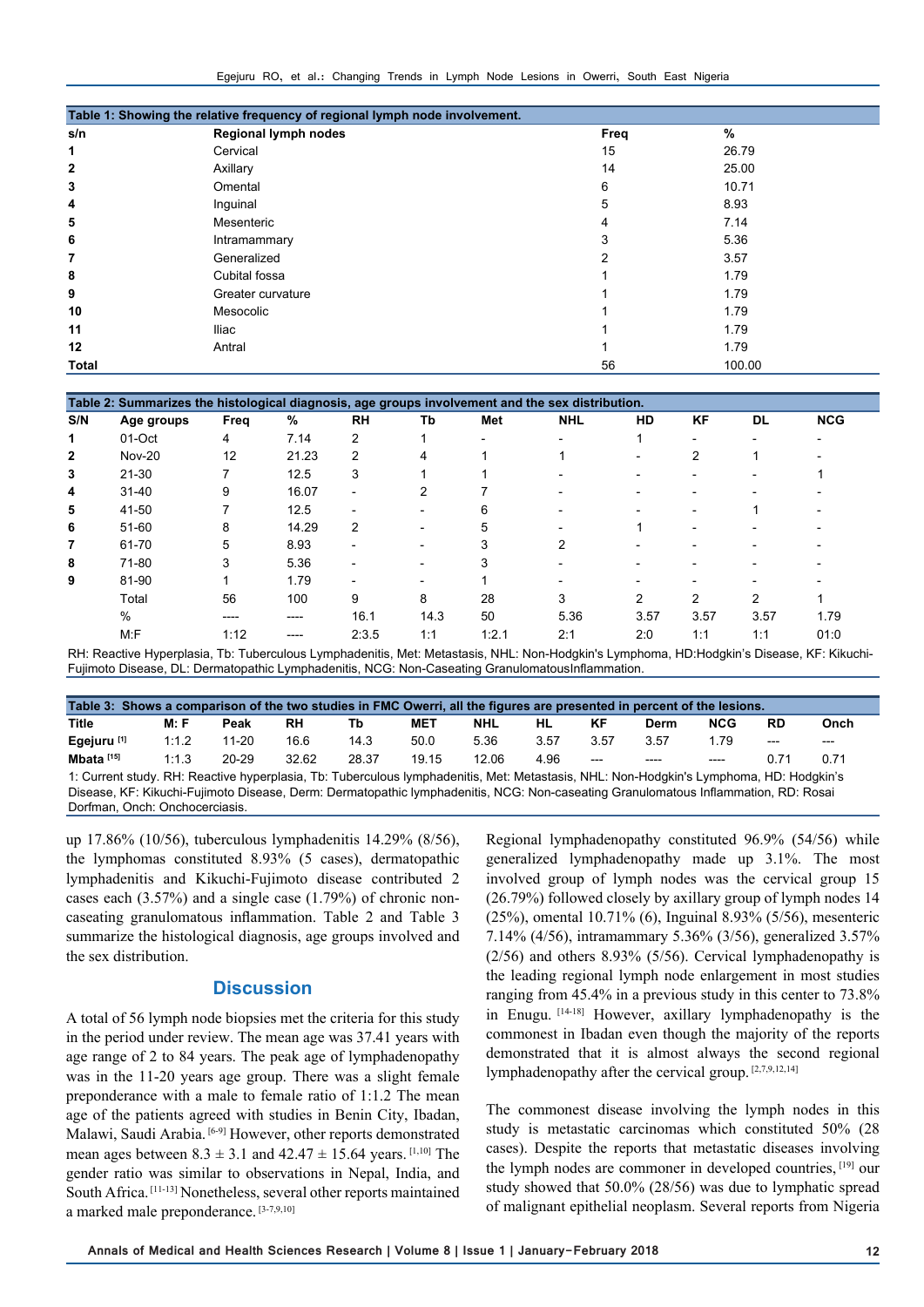**Table 1: Showing the relative frequency of regional lymph node involvement.**

| s/n | Regional lymph nodes | Freq | % |
|---|---|---|---|
| 1 | Cervical | 15 | 26.79 |
| 2 | Axillary | 14 | 25.00 |
| 3 | Omental | 6 | 10.71 |
| 4 | Inguinal | 5 | 8.93 |
| 5 | Mesenteric | 4 | 7.14 |
| 6 | Intramammary | 3 | 5.36 |
| 7 | Generalized | 2 | 3.57 |
| 8 | Cubital fossa | 1 | 1.79 |
| 9 | Greater curvature | 1 | 1.79 |
| 10 | Mesocolic | 1 | 1.79 |
| 11 | Iliac | 1 | 1.79 |
| 12 | Antral | 1 | 1.79 |
| Total | | 56 | 100.00 |

**Table 2: Summarizes the histological diagnosis, age groups involvement and the sex distribution.**

| S/N | Age groups | Freq | % | RH | Tb | Met | NHL | HD | KF | DL | NCG |
|---|---|---|---|---|---|---|---|---|---|---|---|
| 1 | 01-Oct | 4 | 7.14 | 2 | 1 | - | - | 1 | - | - | - |
| 2 | Nov-20 | 12 | 21.23 | 2 | 4 | 1 | 1 | - | 2 | 1 | - |
| 3 | 21-30 | 7 | 12.5 | 3 | 1 | 1 | - | - | - | - | 1 |
| 4 | 31-40 | 9 | 16.07 | - | 2 | 7 | - | - | - | - | - |
| 5 | 41-50 | 7 | 12.5 | - | - | 6 | - | - | - | 1 | - |
| 6 | 51-60 | 8 | 14.29 | 2 | - | 5 | - | 1 | - | - | - |
| 7 | 61-70 | 5 | 8.93 | - | - | 3 | 2 | - | - | - | - |
| 8 | 71-80 | 3 | 5.36 | - | - | 3 | - | - | - | - | - |
| 9 | 81-90 | 1 | 1.79 | - | - | 1 | - | - | - | - | - |
| | Total | 56 | 100 | 9 | 8 | 28 | 3 | 2 | 2 | 2 | 1 |
| | % | ---- | ---- | 16.1 | 14.3 | 50 | 5.36 | 3.57 | 3.57 | 3.57 | 1.79 |
| | M:F | 1:12 | ---- | 2:3.5 | 1:1 | 1:2.1 | 2:1 | 2:0 | 1:1 | 1:1 | 01:0 |

RH: Reactive Hyperplasia, Tb: Tuberculous Lymphadenitis, Met: Metastasis, NHL: Non-Hodgkin's Lymphoma, HD:Hodgkin's Disease, KF: Kikuchi-Fujimoto Disease, DL: Dermatopathic Lymphadenitis, NCG: Non-Caseating GranulomatousInflammation.

**Table 3: Shows a comparison of the two studies in FMC Owerri, all the figures are presented in percent of the lesions.**

| Title | M: F | Peak | RH | Tb | MET | NHL | HL | KF | Derm | NCG | RD | Onch |
|---|---|---|---|---|---|---|---|---|---|---|---|---|
| Egejuru [1] | 1:1.2 | 11-20 | 16.6 | 14.3 | 50.0 | 5.36 | 3.57 | 3.57 | 3.57 | 1.79 | --- | --- |
| Mbata [15] | 1:1.3 | 20-29 | 32.62 | 28.37 | 19.15 | 12.06 | 4.96 | --- | ---- | ---- | 0.71 | 0.71 |

1: Current study. RH: Reactive hyperplasia, Tb: Tuberculous lymphadenitis, Met: Metastasis, NHL: Non-Hodgkin's Lymphoma, HD: Hodgkin's Disease, KF: Kikuchi-Fujimoto Disease, Derm: Dermatopathic lymphadenitis, NCG: Non-caseating Granulomatous Inflammation, RD: Rosai Dorfman, Onch: Onchocerciasis.

up 17.86% (10/56), tuberculous lymphadenitis 14.29% (8/56), the lymphomas constituted 8.93% (5 cases), dermatopathic lymphadenitis and Kikuchi-Fujimoto disease contributed 2 cases each (3.57%) and a single case (1.79%) of chronic non-caseating granulomatous inflammation. Table 2 and Table 3 summarize the histological diagnosis, age groups involved and the sex distribution.

## Discussion

A total of 56 lymph node biopsies met the criteria for this study in the period under review. The mean age was 37.41 years with age range of 2 to 84 years. The peak age of lymphadenopathy was in the 11-20 years age group. There was a slight female preponderance with a male to female ratio of 1:1.2 The mean age of the patients agreed with studies in Benin City, Ibadan, Malawi, Saudi Arabia.[6-9] However, other reports demonstrated mean ages between 8.3 ± 3.1 and 42.47 ± 15.64 years.[1,10] The gender ratio was similar to observations in Nepal, India, and South Africa.[11-13] Nonetheless, several other reports maintained a marked male preponderance.[3-7,9,10]

Regional lymphadenopathy constituted 96.9% (54/56) while generalized lymphadenopathy made up 3.1%. The most involved group of lymph nodes was the cervical group 15 (26.79%) followed closely by axillary group of lymph nodes 14 (25%), omental 10.71% (6), Inguinal 8.93% (5/56), mesenteric 7.14% (4/56), intramammary 5.36% (3/56), generalized 3.57% (2/56) and others 8.93% (5/56). Cervical lymphadenopathy is the leading regional lymph node enlargement in most studies ranging from 45.4% in a previous study in this center to 73.8% in Enugu.[14-18] However, axillary lymphadenopathy is the commonest in Ibadan even though the majority of the reports demonstrated that it is almost always the second regional lymphadenopathy after the cervical group.[2,7,9,12,14]

The commonest disease involving the lymph nodes in this study is metastatic carcinomas which constituted 50% (28 cases). Despite the reports that metastatic diseases involving the lymph nodes are commoner in developed countries,[19] our study showed that 50.0% (28/56) was due to lymphatic spread of malignant epithelial neoplasm. Several reports from Nigeria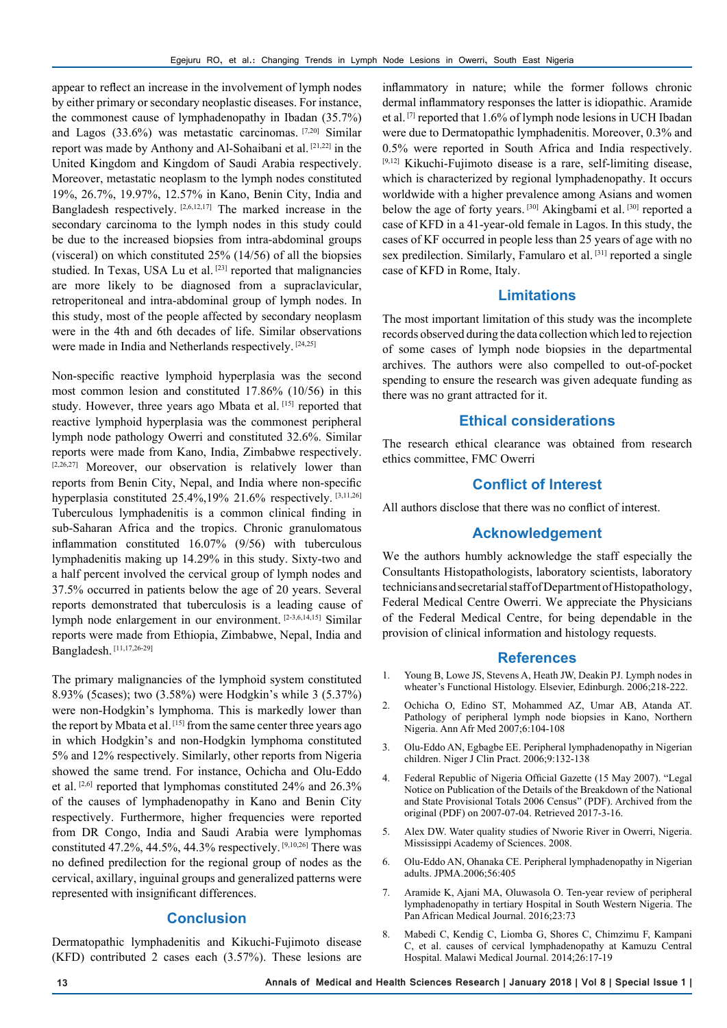appear to reflect an increase in the involvement of lymph nodes by either primary or secondary neoplastic diseases. For instance, the commonest cause of lymphadenopathy in Ibadan (35.7%) and Lagos (33.6%) was metastatic carcinomas. [7,20] Similar report was made by Anthony and Al-Sohaibani et al. [21,22] in the United Kingdom and Kingdom of Saudi Arabia respectively. Moreover, metastatic neoplasm to the lymph nodes constituted 19%, 26.7%, 19.97%, 12.57% in Kano, Benin City, India and Bangladesh respectively. [2,6,12,17] The marked increase in the secondary carcinoma to the lymph nodes in this study could be due to the increased biopsies from intra-abdominal groups (visceral) on which constituted 25% (14/56) of all the biopsies studied. In Texas, USA Lu et al. [23] reported that malignancies are more likely to be diagnosed from a supraclavicular, retroperitoneal and intra-abdominal group of lymph nodes. In this study, most of the people affected by secondary neoplasm were in the 4th and 6th decades of life. Similar observations were made in India and Netherlands respectively. [24,25]

Non-specific reactive lymphoid hyperplasia was the second most common lesion and constituted 17.86% (10/56) in this study. However, three years ago Mbata et al. [15] reported that reactive lymphoid hyperplasia was the commonest peripheral lymph node pathology Owerri and constituted 32.6%. Similar reports were made from Kano, India, Zimbabwe respectively. [2,26,27] Moreover, our observation is relatively lower than reports from Benin City, Nepal, and India where non-specific hyperplasia constituted 25.4%,19% 21.6% respectively. [3,11,26] Tuberculous lymphadenitis is a common clinical finding in sub-Saharan Africa and the tropics. Chronic granulomatous inflammation constituted 16.07% (9/56) with tuberculous lymphadenitis making up 14.29% in this study. Sixty-two and a half percent involved the cervical group of lymph nodes and 37.5% occurred in patients below the age of 20 years. Several reports demonstrated that tuberculosis is a leading cause of lymph node enlargement in our environment. [2-3,6,14,15] Similar reports were made from Ethiopia, Zimbabwe, Nepal, India and Bangladesh. [11,17,26-29]

The primary malignancies of the lymphoid system constituted 8.93% (5cases); two (3.58%) were Hodgkin's while 3 (5.37%) were non-Hodgkin's lymphoma. This is markedly lower than the report by Mbata et al. [15] from the same center three years ago in which Hodgkin's and non-Hodgkin lymphoma constituted 5% and 12% respectively. Similarly, other reports from Nigeria showed the same trend. For instance, Ochicha and Olu-Eddo et al. [2,6] reported that lymphomas constituted 24% and 26.3% of the causes of lymphadenopathy in Kano and Benin City respectively. Furthermore, higher frequencies were reported from DR Congo, India and Saudi Arabia were lymphomas constituted 47.2%, 44.5%, 44.3% respectively. [9,10,26] There was no defined predilection for the regional group of nodes as the cervical, axillary, inguinal groups and generalized patterns were represented with insignificant differences.

## Conclusion

Dermatopathic lymphadenitis and Kikuchi-Fujimoto disease (KFD) contributed 2 cases each (3.57%). These lesions are inflammatory in nature; while the former follows chronic dermal inflammatory responses the latter is idiopathic. Aramide et al. [7] reported that 1.6% of lymph node lesions in UCH Ibadan were due to Dermatopathic lymphadenitis. Moreover, 0.3% and 0.5% were reported in South Africa and India respectively. [9,12] Kikuchi-Fujimoto disease is a rare, self-limiting disease, which is characterized by regional lymphadenopathy. It occurs worldwide with a higher prevalence among Asians and women below the age of forty years. [30] Akingbami et al. [30] reported a case of KFD in a 41-year-old female in Lagos. In this study, the cases of KF occurred in people less than 25 years of age with no sex predilection. Similarly, Famularo et al. [31] reported a single case of KFD in Rome, Italy.

## Limitations

The most important limitation of this study was the incomplete records observed during the data collection which led to rejection of some cases of lymph node biopsies in the departmental archives. The authors were also compelled to out-of-pocket spending to ensure the research was given adequate funding as there was no grant attracted for it.

## Ethical considerations

The research ethical clearance was obtained from research ethics committee, FMC Owerri

## Conflict of Interest

All authors disclose that there was no conflict of interest.

## Acknowledgement

We the authors humbly acknowledge the staff especially the Consultants Histopathologists, laboratory scientists, laboratory technicians and secretarial staff of Department of Histopathology, Federal Medical Centre Owerri. We appreciate the Physicians of the Federal Medical Centre, for being dependable in the provision of clinical information and histology requests.

## References

1. Young B, Lowe JS, Stevens A, Heath JW, Deakin PJ. Lymph nodes in wheater's Functional Histology. Elsevier, Edinburgh. 2006;218-222.
2. Ochicha O, Edino ST, Mohammed AZ, Umar AB, Atanda AT. Pathology of peripheral lymph node biopsies in Kano, Northern Nigeria. Ann Afr Med 2007;6:104-108
3. Olu-Eddo AN, Egbagbe EE. Peripheral lymphadenopathy in Nigerian children. Niger J Clin Pract. 2006;9:132-138
4. Federal Republic of Nigeria Official Gazette (15 May 2007). "Legal Notice on Publication of the Details of the Breakdown of the National and State Provisional Totals 2006 Census" (PDF). Archived from the original (PDF) on 2007-07-04. Retrieved 2017-3-16.
5. Alex DW. Water quality studies of Nworie River in Owerri, Nigeria. Mississippi Academy of Sciences. 2008.
6. Olu-Eddo AN, Ohanaka CE. Peripheral lymphadenopathy in Nigerian adults. JPMA.2006;56:405
7. Aramide K, Ajani MA, Oluwasola O. Ten-year review of peripheral lymphadenopathy in tertiary Hospital in South Western Nigeria. The Pan African Medical Journal. 2016;23:73
8. Mabedi C, Kendig C, Liomba G, Shores C, Chimzimu F, Kampani C, et al. causes of cervical lymphadenopathy at Kamuzu Central Hospital. Malawi Medical Journal. 2014;26:17-19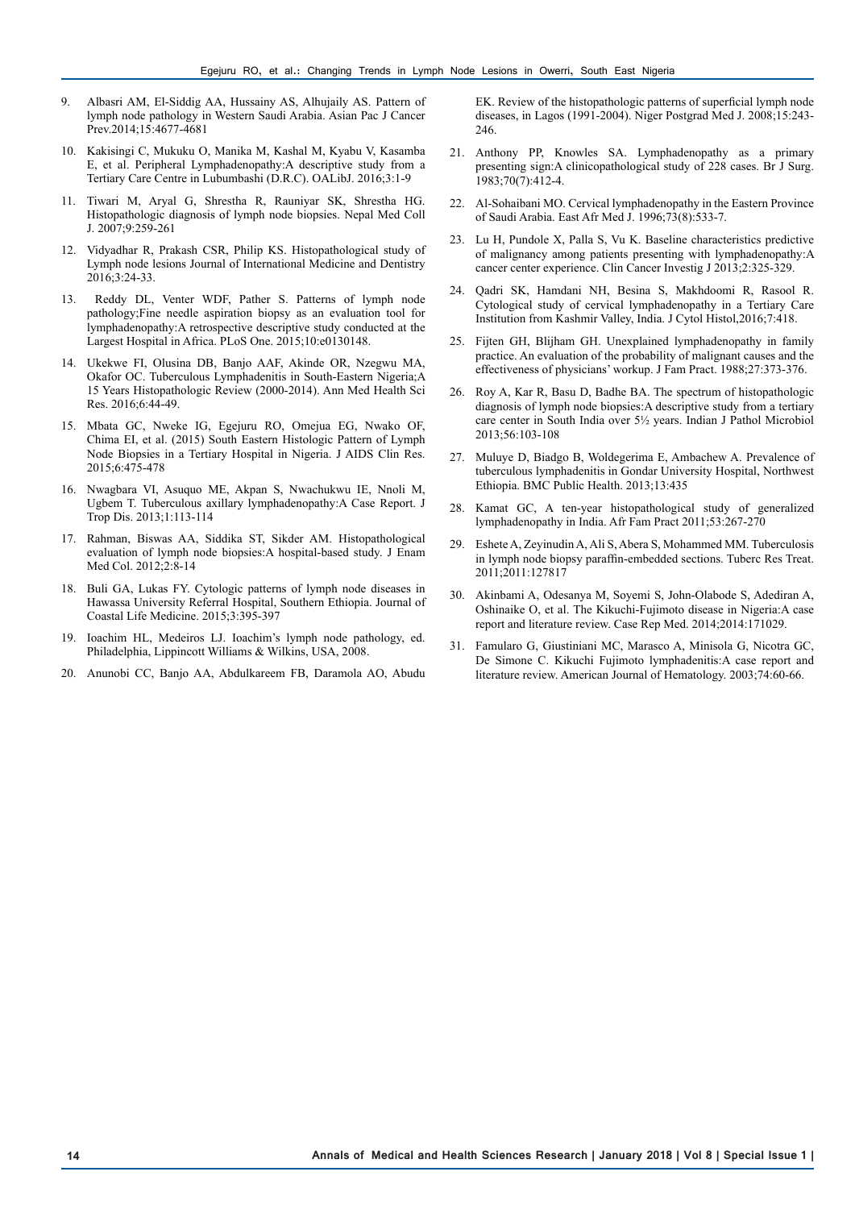9. Albasri AM, El-Siddig AA, Hussainy AS, Alhujaily AS. Pattern of lymph node pathology in Western Saudi Arabia. Asian Pac J Cancer Prev.2014;15:4677-4681

10. Kakisingi C, Mukuku O, Manika M, Kashal M, Kyabu V, Kasamba E, et al. Peripheral Lymphadenopathy:A descriptive study from a Tertiary Care Centre in Lubumbashi (D.R.C). OALibJ. 2016;3:1-9

11. Tiwari M, Aryal G, Shrestha R, Rauniyar SK, Shrestha HG. Histopathologic diagnosis of lymph node biopsies. Nepal Med Coll J. 2007;9:259-261

12. Vidyadhar R, Prakash CSR, Philip KS. Histopathological study of Lymph node lesions Journal of International Medicine and Dentistry 2016;3:24-33.

13. Reddy DL, Venter WDF, Pather S. Patterns of lymph node pathology;Fine needle aspiration biopsy as an evaluation tool for lymphadenopathy:A retrospective descriptive study conducted at the Largest Hospital in Africa. PLoS One. 2015;10:e0130148.

14. Ukekwe FI, Olusina DB, Banjo AAF, Akinde OR, Nzegwu MA, Okafor OC. Tuberculous Lymphadenitis in South-Eastern Nigeria;A 15 Years Histopathologic Review (2000-2014). Ann Med Health Sci Res. 2016;6:44-49.

15. Mbata GC, Nweke IG, Egejuru RO, Omejua EG, Nwako OF, Chima EI, et al. (2015) South Eastern Histologic Pattern of Lymph Node Biopsies in a Tertiary Hospital in Nigeria. J AIDS Clin Res. 2015;6:475-478

16. Nwagbara VI, Asuquo ME, Akpan S, Nwachukwu IE, Nnoli M, Ugbem T. Tuberculous axillary lymphadenopathy:A Case Report. J Trop Dis. 2013;1:113-114

17. Rahman, Biswas AA, Siddika ST, Sikder AM. Histopathological evaluation of lymph node biopsies:A hospital-based study. J Enam Med Col. 2012;2:8-14

18. Buli GA, Lukas FY. Cytologic patterns of lymph node diseases in Hawassa University Referral Hospital, Southern Ethiopia. Journal of Coastal Life Medicine. 2015;3:395-397

19. Ioachim HL, Medeiros LJ. Ioachim's lymph node pathology, ed. Philadelphia, Lippincott Williams & Wilkins, USA, 2008.

20. Anunobi CC, Banjo AA, Abdulkareem FB, Daramola AO, Abudu EK. Review of the histopathologic patterns of superficial lymph node diseases, in Lagos (1991-2004). Niger Postgrad Med J. 2008;15:243-246.

21. Anthony PP, Knowles SA. Lymphadenopathy as a primary presenting sign:A clinicopathological study of 228 cases. Br J Surg. 1983;70(7):412-4.

22. Al-Sohaibani MO. Cervical lymphadenopathy in the Eastern Province of Saudi Arabia. East Afr Med J. 1996;73(8):533-7.

23. Lu H, Pundole X, Palla S, Vu K. Baseline characteristics predictive of malignancy among patients presenting with lymphadenopathy:A cancer center experience. Clin Cancer Investig J 2013;2:325-329.

24. Qadri SK, Hamdani NH, Besina S, Makhdoomi R, Rasool R. Cytological study of cervical lymphadenopathy in a Tertiary Care Institution from Kashmir Valley, India. J Cytol Histol,2016;7:418.

25. Fijten GH, Blijham GH. Unexplained lymphadenopathy in family practice. An evaluation of the probability of malignant causes and the effectiveness of physicians' workup. J Fam Pract. 1988;27:373-376.

26. Roy A, Kar R, Basu D, Badhe BA. The spectrum of histopathologic diagnosis of lymph node biopsies:A descriptive study from a tertiary care center in South India over 5½ years. Indian J Pathol Microbiol 2013;56:103-108

27. Muluye D, Biadgo B, Woldegerima E, Ambachew A. Prevalence of tuberculous lymphadenitis in Gondar University Hospital, Northwest Ethiopia. BMC Public Health. 2013;13:435

28. Kamat GC, A ten-year histopathological study of generalized lymphadenopathy in India. Afr Fam Pract 2011;53:267-270

29. Eshete A, Zeyinudin A, Ali S, Abera S, Mohammed MM. Tuberculosis in lymph node biopsy paraffin-embedded sections. Tuberc Res Treat. 2011;2011:127817

30. Akinbami A, Odesanya M, Soyemi S, John-Olabode S, Adediran A, Oshinaike O, et al. The Kikuchi-Fujimoto disease in Nigeria:A case report and literature review. Case Rep Med. 2014;2014:171029.

31. Famularo G, Giustiniani MC, Marasco A, Minisola G, Nicotra GC, De Simone C. Kikuchi Fujimoto lymphadenitis:A case report and literature review. American Journal of Hematology. 2003;74:60-66.